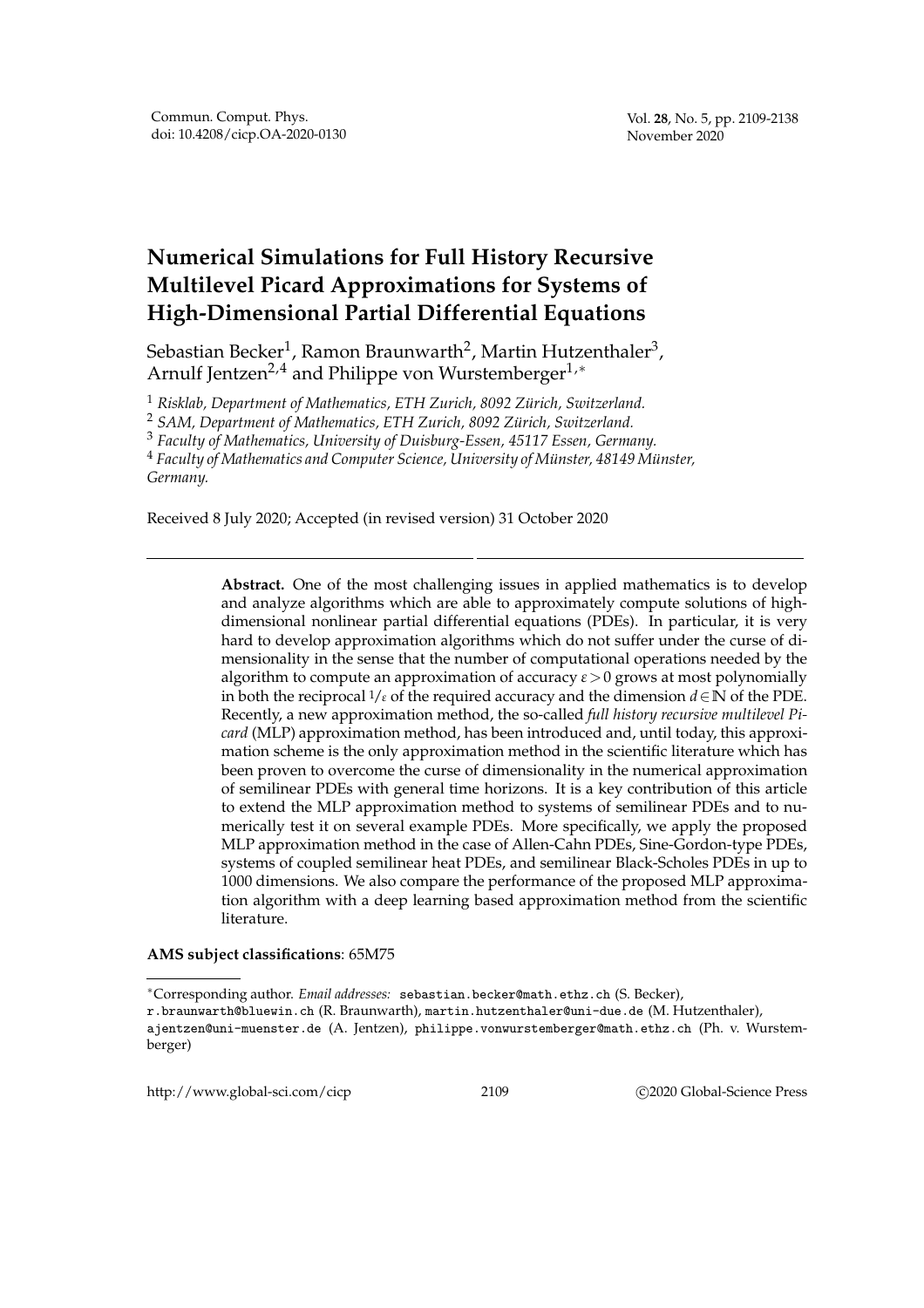# Numerical Simulations for Full History Recursive Multilevel Picard Approximations for Systems of High-Dimensional Partial Differential Equations

Sebastian Becker[1], Ramon Braunwarth[2], Martin Hutzenthaler[3], Arnulf Jentzen[2,4] and Philippe von Wurstemberger[1,*]

[1] *Risklab, Department of Mathematics, ETH Zurich, 8092 Zürich, Switzerland.*

[2] *SAM, Department of Mathematics, ETH Zurich, 8092 Zürich, Switzerland.*

[3] *Faculty of Mathematics, University of Duisburg-Essen, 45117 Essen, Germany.*

[4] *Faculty of Mathematics and Computer Science, University of Münster, 48149 Münster, Germany.*

Received 8 July 2020; Accepted (in revised version) 31 October 2020

**Abstract.** One of the most challenging issues in applied mathematics is to develop and analyze algorithms which are able to approximately compute solutions of high-dimensional nonlinear partial differential equations (PDEs). In particular, it is very hard to develop approximation algorithms which do not suffer under the curse of dimensionality in the sense that the number of computational operations needed by the algorithm to compute an approximation of accuracy $\varepsilon > 0$ grows at most polynomially in both the reciprocal $1/\varepsilon$ of the required accuracy and the dimension $d \in \mathbb{N}$ of the PDE. Recently, a new approximation method, the so-called *full history recursive multilevel Picard* (MLP) approximation method, has been introduced and, until today, this approximation scheme is the only approximation method in the scientific literature which has been proven to overcome the curse of dimensionality in the numerical approximation of semilinear PDEs with general time horizons. It is a key contribution of this article to extend the MLP approximation method to systems of semilinear PDEs and to numerically test it on several example PDEs. More specifically, we apply the proposed MLP approximation method in the case of Allen-Cahn PDEs, Sine-Gordon-type PDEs, systems of coupled semilinear heat PDEs, and semilinear Black-Scholes PDEs in up to 1000 dimensions. We also compare the performance of the proposed MLP approximation algorithm with a deep learning based approximation method from the scientific literature.

**AMS subject classifications**: 65M75

*Corresponding author. *Email addresses:* sebastian.becker@math.ethz.ch (S. Becker), r.braunwarth@bluewin.ch (R. Braunwarth), martin.hutzenthaler@uni-due.de (M. Hutzenthaler), ajentzen@uni-muenster.de (A. Jentzen), philippe.vonwurstemberger@math.ethz.ch (Ph. v. Wurstemberger)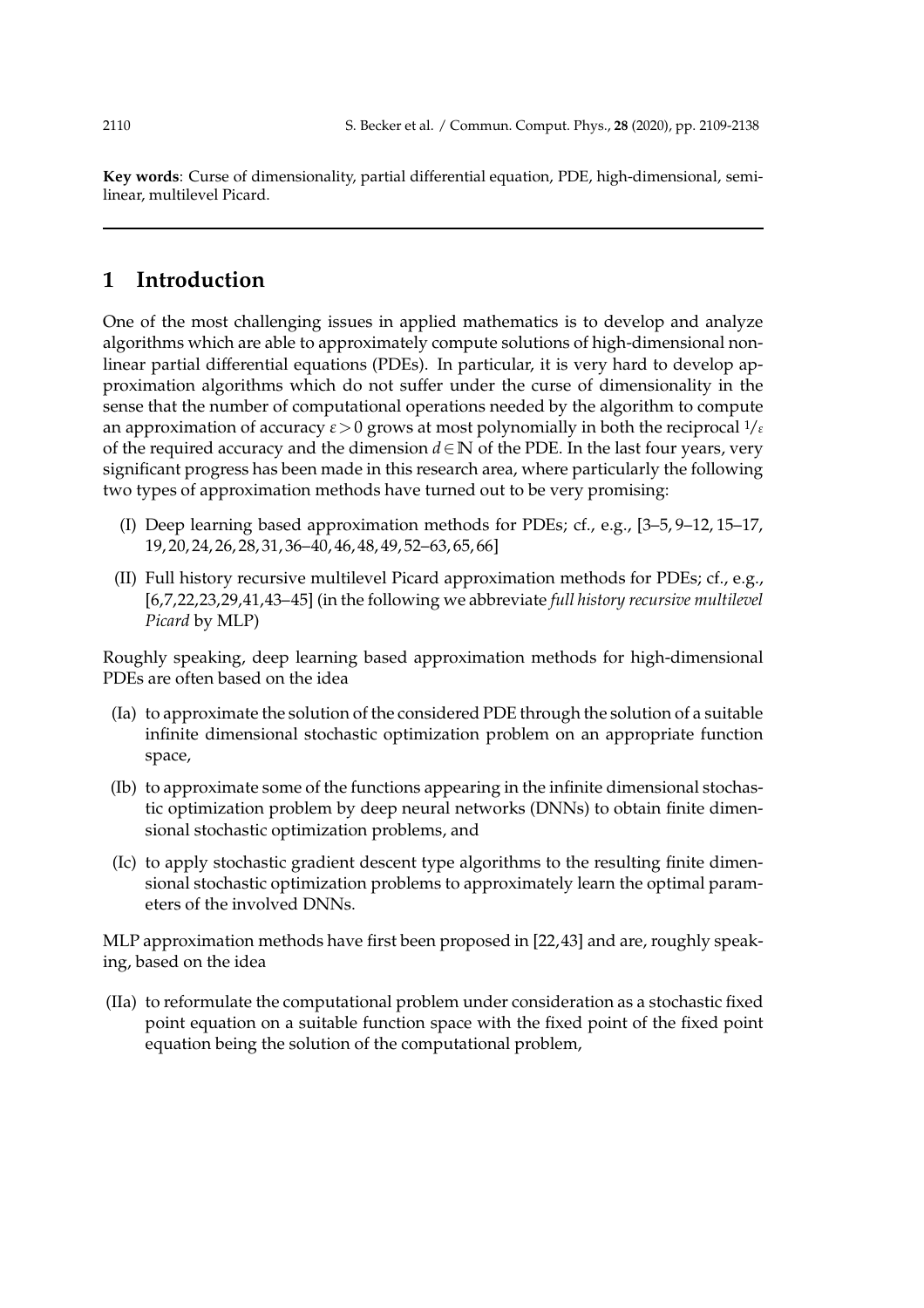**Key words**: Curse of dimensionality, partial differential equation, PDE, high-dimensional, semilinear, multilevel Picard.

## 1 Introduction

One of the most challenging issues in applied mathematics is to develop and analyze algorithms which are able to approximately compute solutions of high-dimensional nonlinear partial differential equations (PDEs). In particular, it is very hard to develop approximation algorithms which do not suffer under the curse of dimensionality in the sense that the number of computational operations needed by the algorithm to compute an approximation of accuracy $\varepsilon > 0$ grows at most polynomially in both the reciprocal $1/\varepsilon$ of the required accuracy and the dimension $d \in \mathbb{N}$ of the PDE. In the last four years, very significant progress has been made in this research area, where particularly the following two types of approximation methods have turned out to be very promising:

(I) Deep learning based approximation methods for PDEs; cf., e.g., [3–5, 9–12, 15–17, 19, 20, 24, 26, 28, 31, 36–40, 46, 48, 49, 52–63, 65, 66]

(II) Full history recursive multilevel Picard approximation methods for PDEs; cf., e.g., [6,7,22,23,29,41,43–45] (in the following we abbreviate *full history recursive multilevel Picard* by MLP)

Roughly speaking, deep learning based approximation methods for high-dimensional PDEs are often based on the idea

(Ia) to approximate the solution of the considered PDE through the solution of a suitable infinite dimensional stochastic optimization problem on an appropriate function space,

(Ib) to approximate some of the functions appearing in the infinite dimensional stochastic optimization problem by deep neural networks (DNNs) to obtain finite dimensional stochastic optimization problems, and

(Ic) to apply stochastic gradient descent type algorithms to the resulting finite dimensional stochastic optimization problems to approximately learn the optimal parameters of the involved DNNs.

MLP approximation methods have first been proposed in [22, 43] and are, roughly speaking, based on the idea

(IIa) to reformulate the computational problem under consideration as a stochastic fixed point equation on a suitable function space with the fixed point of the fixed point equation being the solution of the computational problem,